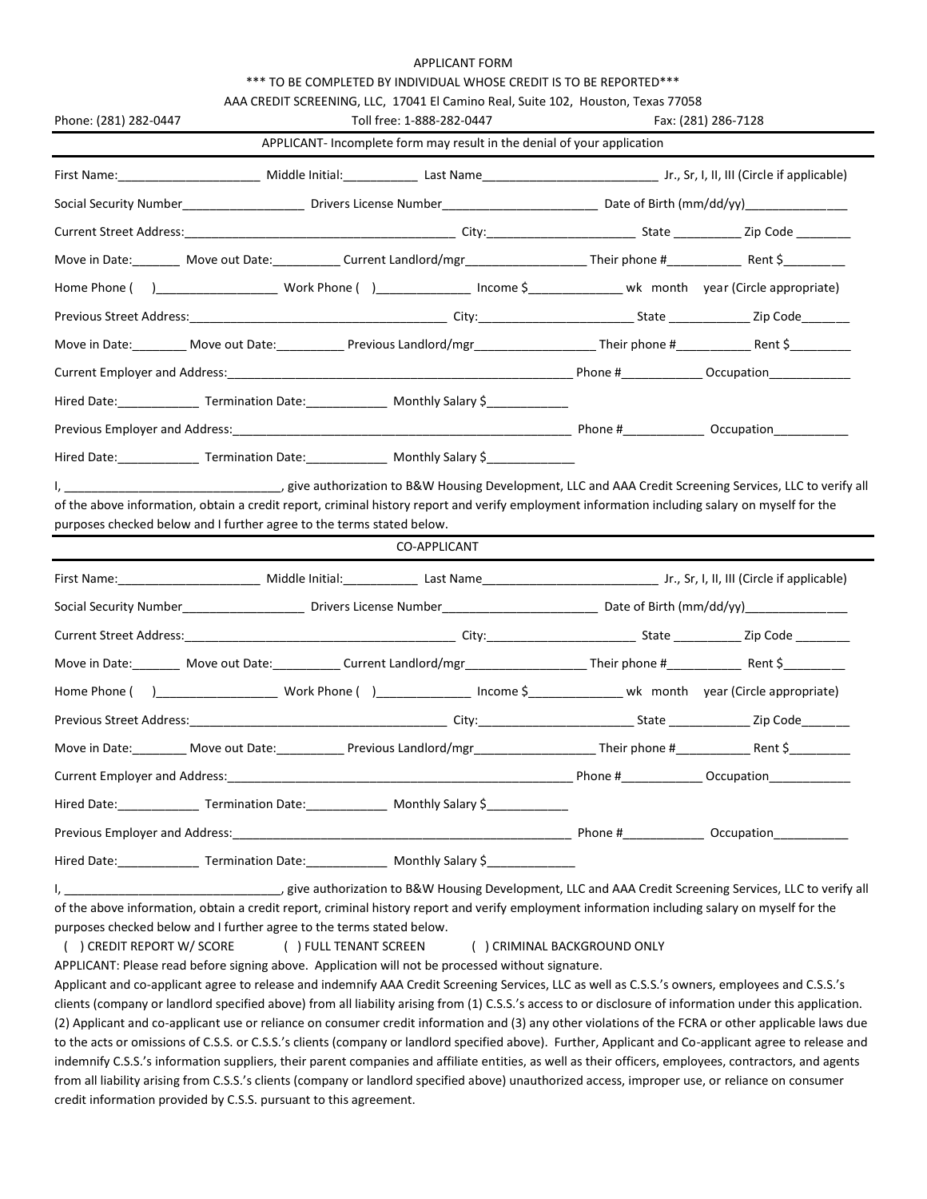APPLICANT FORM

*** TO BE COMPLETED BY INDIVIDUAL WHOSE CREDIT IS TO BE REPORTED***

AAA CREDIT SCREENING, LLC, 17041 El Camino Real, Suite 102, Houston, Texas 77058

Phone: (281) 282-0447 Toll free: 1-888-282-0447 Fax: (281) 286-7128

## APPLICANT- Incomplete form may result in the denial of your application

First Name:____________________ Middle Initial:__________ Last Name_________________________ Jr., Sr, I, II, III (Circle if applicable)

Social Security Number_________________ Drivers License Number______________________ Date of Birth (mm/dd/yy)______________

Current Street Address:_______________________________________ City:_____________________ State _________ Zip Code ________

Move in Date:_______ Move out Date:_________ Current Landlord/mgr_________________ Their phone #__________ Rent $________

Home Phone ( )_________________ Work Phone ( )_____________ Income $_____________ wk month year (Circle appropriate)

Previous Street Address:______________________________________ City:______________________ State ___________ Zip Code_______

Move in Date:________ Move out Date:_________ Previous Landlord/mgr_________________ Their phone #__________ Rent $_________

Current Employer and Address:___________________________________________________ Phone #___________ Occupation____________

Hired Date:___________ Termination Date:___________ Monthly Salary $___________

Previous Employer and Address:__________________________________________________ Phone #___________ Occupation__________

Hired Date:___________ Termination Date:___________ Monthly Salary $____________

I, _______________________________, give authorization to B&W Housing Development, LLC and AAA Credit Screening Services, LLC to verify all of the above information, obtain a credit report, criminal history report and verify employment information including salary on myself for the purposes checked below and I further agree to the terms stated below.

## CO-APPLICANT

First Name:____________________ Middle Initial:__________ Last Name_________________________ Jr., Sr, I, II, III (Circle if applicable)

Social Security Number_________________ Drivers License Number______________________ Date of Birth (mm/dd/yy)______________

Current Street Address:_______________________________________ City:_____________________ State _________ Zip Code ________

Move in Date:_______ Move out Date:_________ Current Landlord/mgr_________________ Their phone #__________ Rent $________

Home Phone ( )_________________ Work Phone ( )_____________ Income $_____________ wk month year (Circle appropriate)

Previous Street Address:______________________________________ City:______________________ State ___________ Zip Code_______

Move in Date:________ Move out Date:_________ Previous Landlord/mgr_________________ Their phone #__________ Rent $_________

Current Employer and Address:___________________________________________________ Phone #___________ Occupation____________

Hired Date:___________ Termination Date:___________ Monthly Salary $___________

Previous Employer and Address:__________________________________________________ Phone #___________ Occupation__________

Hired Date:___________ Termination Date:___________ Monthly Salary $____________

I, _______________________________, give authorization to B&W Housing Development, LLC and AAA Credit Screening Services, LLC to verify all of the above information, obtain a credit report, criminal history report and verify employment information including salary on myself for the purposes checked below and I further agree to the terms stated below.

( ) CREDIT REPORT W/ SCORE ( ) FULL TENANT SCREEN ( ) CRIMINAL BACKGROUND ONLY

APPLICANT: Please read before signing above. Application will not be processed without signature.

Applicant and co-applicant agree to release and indemnify AAA Credit Screening Services, LLC as well as C.S.S.'s owners, employees and C.S.S.'s clients (company or landlord specified above) from all liability arising from (1) C.S.S.'s access to or disclosure of information under this application. (2) Applicant and co-applicant use or reliance on consumer credit information and (3) any other violations of the FCRA or other applicable laws due to the acts or omissions of C.S.S. or C.S.S.'s clients (company or landlord specified above). Further, Applicant and Co-applicant agree to release and indemnify C.S.S.'s information suppliers, their parent companies and affiliate entities, as well as their officers, employees, contractors, and agents from all liability arising from C.S.S.'s clients (company or landlord specified above) unauthorized access, improper use, or reliance on consumer credit information provided by C.S.S. pursuant to this agreement.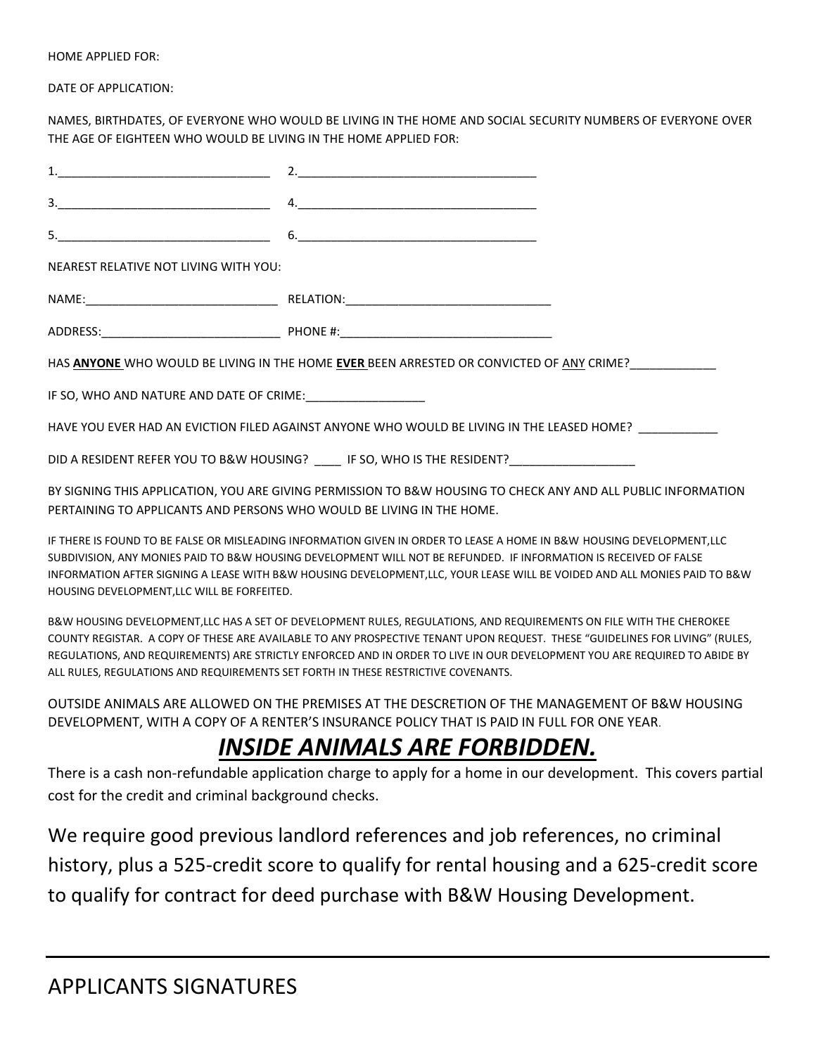HOME APPLIED FOR:

DATE OF APPLICATION:

NAMES, BIRTHDATES, OF EVERYONE WHO WOULD BE LIVING IN THE HOME AND SOCIAL SECURITY NUMBERS OF EVERYONE OVER THE AGE OF EIGHTEEN WHO WOULD BE LIVING IN THE HOME APPLIED FOR:

1.________________________________ 2.____________________________________

3.________________________________ 4.____________________________________

5.________________________________ 6.____________________________________

NEAREST RELATIVE NOT LIVING WITH YOU:

NAME:_____________________________ RELATION:_______________________________

ADDRESS:___________________________ PHONE #:________________________________

HAS **ANYONE** WHO WOULD BE LIVING IN THE HOME **EVER** BEEN ARRESTED OR CONVICTED OF ANY CRIME?_____________

IF SO, WHO AND NATURE AND DATE OF CRIME:_________________

HAVE YOU EVER HAD AN EVICTION FILED AGAINST ANYONE WHO WOULD BE LIVING IN THE LEASED HOME? ___________

DID A RESIDENT REFER YOU TO B&W HOUSING? ____ IF SO, WHO IS THE RESIDENT?__________________

BY SIGNING THIS APPLICATION, YOU ARE GIVING PERMISSION TO B&W HOUSING TO CHECK ANY AND ALL PUBLIC INFORMATION PERTAINING TO APPLICANTS AND PERSONS WHO WOULD BE LIVING IN THE HOME.

IF THERE IS FOUND TO BE FALSE OR MISLEADING INFORMATION GIVEN IN ORDER TO LEASE A HOME IN B&W HOUSING DEVELOPMENT,LLC SUBDIVISION, ANY MONIES PAID TO B&W HOUSING DEVELOPMENT WILL NOT BE REFUNDED. IF INFORMATION IS RECEIVED OF FALSE INFORMATION AFTER SIGNING A LEASE WITH B&W HOUSING DEVELOPMENT,LLC, YOUR LEASE WILL BE VOIDED AND ALL MONIES PAID TO B&W HOUSING DEVELOPMENT,LLC WILL BE FORFEITED.

B&W HOUSING DEVELOPMENT,LLC HAS A SET OF DEVELOPMENT RULES, REGULATIONS, AND REQUIREMENTS ON FILE WITH THE CHEROKEE COUNTY REGISTAR. A COPY OF THESE ARE AVAILABLE TO ANY PROSPECTIVE TENANT UPON REQUEST. THESE "GUIDELINES FOR LIVING" (RULES, REGULATIONS, AND REQUIREMENTS) ARE STRICTLY ENFORCED AND IN ORDER TO LIVE IN OUR DEVELOPMENT YOU ARE REQUIRED TO ABIDE BY ALL RULES, REGULATIONS AND REQUIREMENTS SET FORTH IN THESE RESTRICTIVE COVENANTS.

OUTSIDE ANIMALS ARE ALLOWED ON THE PREMISES AT THE DESCRETION OF THE MANAGEMENT OF B&W HOUSING DEVELOPMENT, WITH A COPY OF A RENTER'S INSURANCE POLICY THAT IS PAID IN FULL FOR ONE YEAR.

## ***INSIDE ANIMALS ARE FORBIDDEN.***

There is a cash non-refundable application charge to apply for a home in our development. This covers partial cost for the credit and criminal background checks.

We require good previous landlord references and job references, no criminal history, plus a 525-credit score to qualify for rental housing and a 625-credit score to qualify for contract for deed purchase with B&W Housing Development.

---

APPLICANTS SIGNATURES